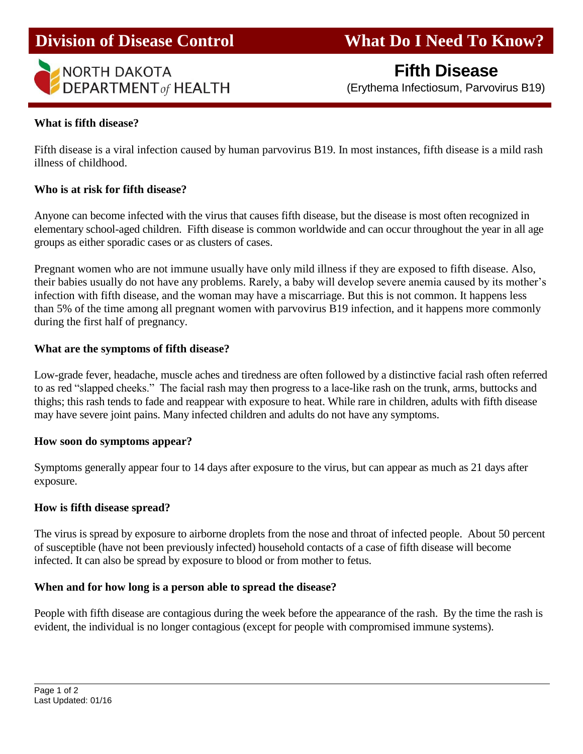# Division of Disease Control — What Do I Need To Know?

NORTH DAKOTA DEPARTMENT *of* HEALTH

## Fifth Disease

(Erythema Infectiosum, Parvovirus B19)

**What is fifth disease?**

Fifth disease is a viral infection caused by human parvovirus B19. In most instances, fifth disease is a mild rash illness of childhood.

**Who is at risk for fifth disease?**

Anyone can become infected with the virus that causes fifth disease, but the disease is most often recognized in elementary school-aged children. Fifth disease is common worldwide and can occur throughout the year in all age groups as either sporadic cases or as clusters of cases.

Pregnant women who are not immune usually have only mild illness if they are exposed to fifth disease. Also, their babies usually do not have any problems. Rarely, a baby will develop severe anemia caused by its mother's infection with fifth disease, and the woman may have a miscarriage. But this is not common. It happens less than 5% of the time among all pregnant women with parvovirus B19 infection, and it happens more commonly during the first half of pregnancy.

**What are the symptoms of fifth disease?**

Low-grade fever, headache, muscle aches and tiredness are often followed by a distinctive facial rash often referred to as red "slapped cheeks." The facial rash may then progress to a lace-like rash on the trunk, arms, buttocks and thighs; this rash tends to fade and reappear with exposure to heat. While rare in children, adults with fifth disease may have severe joint pains. Many infected children and adults do not have any symptoms.

**How soon do symptoms appear?**

Symptoms generally appear four to 14 days after exposure to the virus, but can appear as much as 21 days after exposure.

**How is fifth disease spread?**

The virus is spread by exposure to airborne droplets from the nose and throat of infected people. About 50 percent of susceptible (have not been previously infected) household contacts of a case of fifth disease will become infected. It can also be spread by exposure to blood or from mother to fetus.

**When and for how long is a person able to spread the disease?**

People with fifth disease are contagious during the week before the appearance of the rash. By the time the rash is evident, the individual is no longer contagious (except for people with compromised immune systems).

Last Updated: 01/16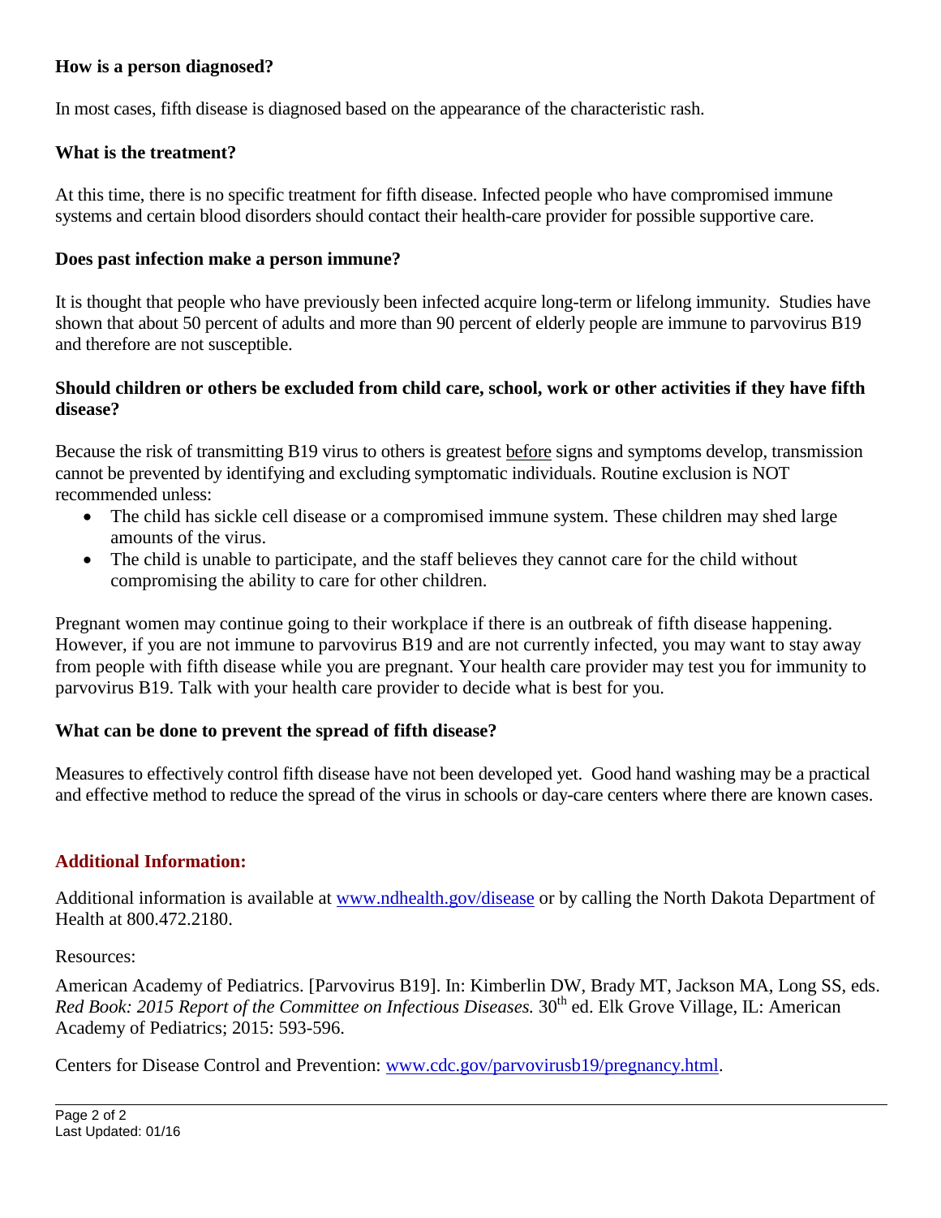### How is a person diagnosed?

In most cases, fifth disease is diagnosed based on the appearance of the characteristic rash.

### What is the treatment?

At this time, there is no specific treatment for fifth disease. Infected people who have compromised immune systems and certain blood disorders should contact their health-care provider for possible supportive care.

### Does past infection make a person immune?

It is thought that people who have previously been infected acquire long-term or lifelong immunity. Studies have shown that about 50 percent of adults and more than 90 percent of elderly people are immune to parvovirus B19 and therefore are not susceptible.

### Should children or others be excluded from child care, school, work or other activities if they have fifth disease?

Because the risk of transmitting B19 virus to others is greatest before signs and symptoms develop, transmission cannot be prevented by identifying and excluding symptomatic individuals. Routine exclusion is NOT recommended unless:

- The child has sickle cell disease or a compromised immune system. These children may shed large amounts of the virus.
- The child is unable to participate, and the staff believes they cannot care for the child without compromising the ability to care for other children.

Pregnant women may continue going to their workplace if there is an outbreak of fifth disease happening. However, if you are not immune to parvovirus B19 and are not currently infected, you may want to stay away from people with fifth disease while you are pregnant. Your health care provider may test you for immunity to parvovirus B19. Talk with your health care provider to decide what is best for you.

### What can be done to prevent the spread of fifth disease?

Measures to effectively control fifth disease have not been developed yet. Good hand washing may be a practical and effective method to reduce the spread of the virus in schools or day-care centers where there are known cases.

## Additional Information:

Additional information is available at www.ndhealth.gov/disease or by calling the North Dakota Department of Health at 800.472.2180.

Resources:

American Academy of Pediatrics. [Parvovirus B19]. In: Kimberlin DW, Brady MT, Jackson MA, Long SS, eds. *Red Book: 2015 Report of the Committee on Infectious Diseases.* 30th ed. Elk Grove Village, IL: American Academy of Pediatrics; 2015: 593-596.

Centers for Disease Control and Prevention: www.cdc.gov/parvovirusb19/pregnancy.html.

Last Updated: 01/16